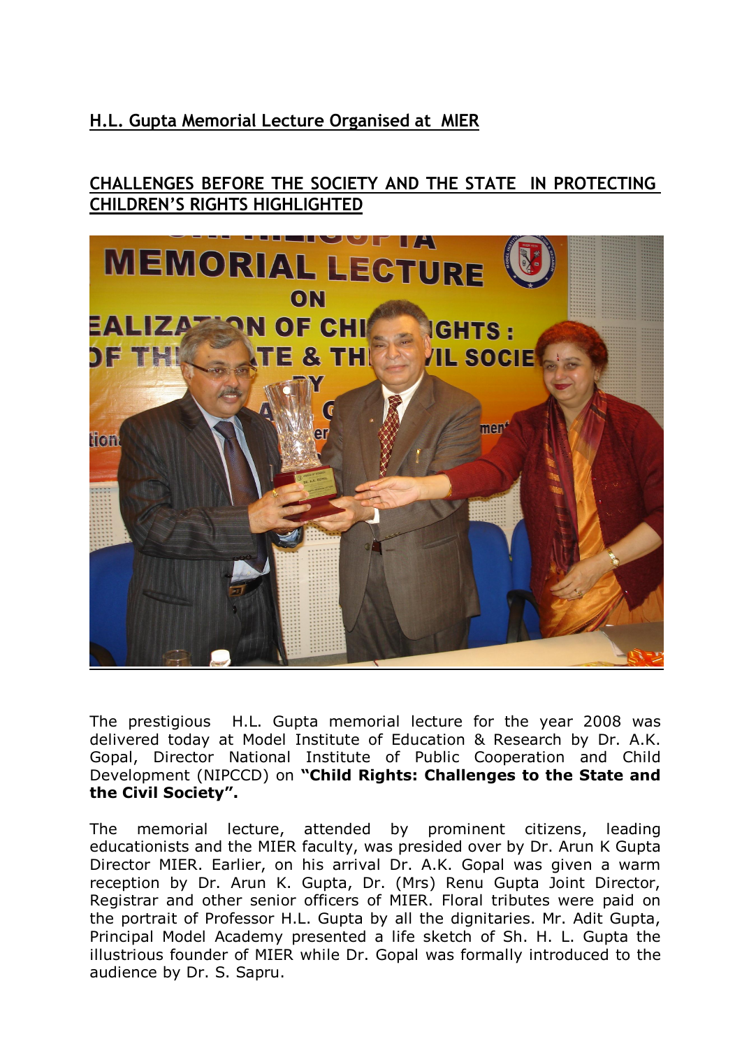**H.L. Gupta Memorial Lecture Organised at MIER**

**CHALLENGES BEFORE THE SOCIETY AND THE STATE IN PROTECTING CHILDREN'S RIGHTS HIGHLIGHTED**

The prestigious H.L. Gupta memorial lecture for the year 2008 was delivered today at Model Institute of Education & Research by Dr. A.K. Gopal, Director National Institute of Public Cooperation and Child Development (NIPCCD) on **"Child Rights: Challenges to the State and the Civil Society".**

The memorial lecture, attended by prominent citizens, leading educationists and the MIER faculty, was presided over by Dr. Arun K Gupta Director MIER. Earlier, on his arrival Dr. A.K. Gopal was given a warm reception by Dr. Arun K. Gupta, Dr. (Mrs) Renu Gupta Joint Director, Registrar and other senior officers of MIER. Floral tributes were paid on the portrait of Professor H.L. Gupta by all the dignitaries. Mr. Adit Gupta, Principal Model Academy presented a life sketch of Sh. H. L. Gupta the illustrious founder of MIER while Dr. Gopal was formally introduced to the audience by Dr. S. Sapru.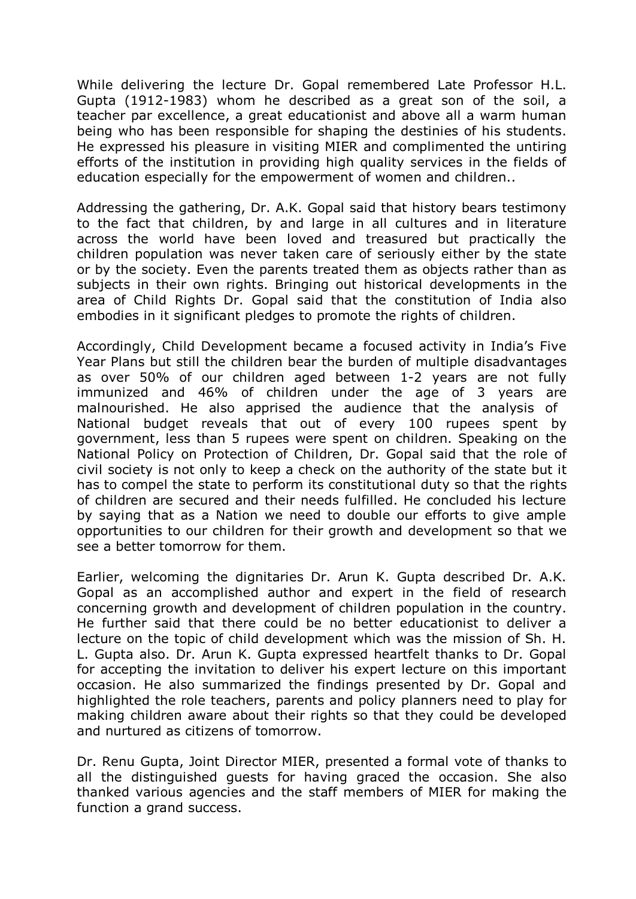While delivering the lecture Dr. Gopal remembered Late Professor H.L. Gupta (1912-1983) whom he described as a great son of the soil, a teacher par excellence, a great educationist and above all a warm human being who has been responsible for shaping the destinies of his students. He expressed his pleasure in visiting MIER and complimented the untiring efforts of the institution in providing high quality services in the fields of education especially for the empowerment of women and children..

Addressing the gathering, Dr. A.K. Gopal said that history bears testimony to the fact that children, by and large in all cultures and in literature across the world have been loved and treasured but practically the children population was never taken care of seriously either by the state or by the society. Even the parents treated them as objects rather than as subjects in their own rights. Bringing out historical developments in the area of Child Rights Dr. Gopal said that the constitution of India also embodies in it significant pledges to promote the rights of children.

Accordingly, Child Development became a focused activity in India's Five Year Plans but still the children bear the burden of multiple disadvantages as over 50% of our children aged between 1-2 years are not fully immunized and 46% of children under the age of 3 years are malnourished. He also apprised the audience that the analysis of National budget reveals that out of every 100 rupees spent by government, less than 5 rupees were spent on children. Speaking on the National Policy on Protection of Children, Dr. Gopal said that the role of civil society is not only to keep a check on the authority of the state but it has to compel the state to perform its constitutional duty so that the rights of children are secured and their needs fulfilled. He concluded his lecture by saying that as a Nation we need to double our efforts to give ample opportunities to our children for their growth and development so that we see a better tomorrow for them.

Earlier, welcoming the dignitaries Dr. Arun K. Gupta described Dr. A.K. Gopal as an accomplished author and expert in the field of research concerning growth and development of children population in the country. He further said that there could be no better educationist to deliver a lecture on the topic of child development which was the mission of Sh. H. L. Gupta also. Dr. Arun K. Gupta expressed heartfelt thanks to Dr. Gopal for accepting the invitation to deliver his expert lecture on this important occasion. He also summarized the findings presented by Dr. Gopal and highlighted the role teachers, parents and policy planners need to play for making children aware about their rights so that they could be developed and nurtured as citizens of tomorrow.

Dr. Renu Gupta, Joint Director MIER, presented a formal vote of thanks to all the distinguished guests for having graced the occasion. She also thanked various agencies and the staff members of MIER for making the function a grand success.